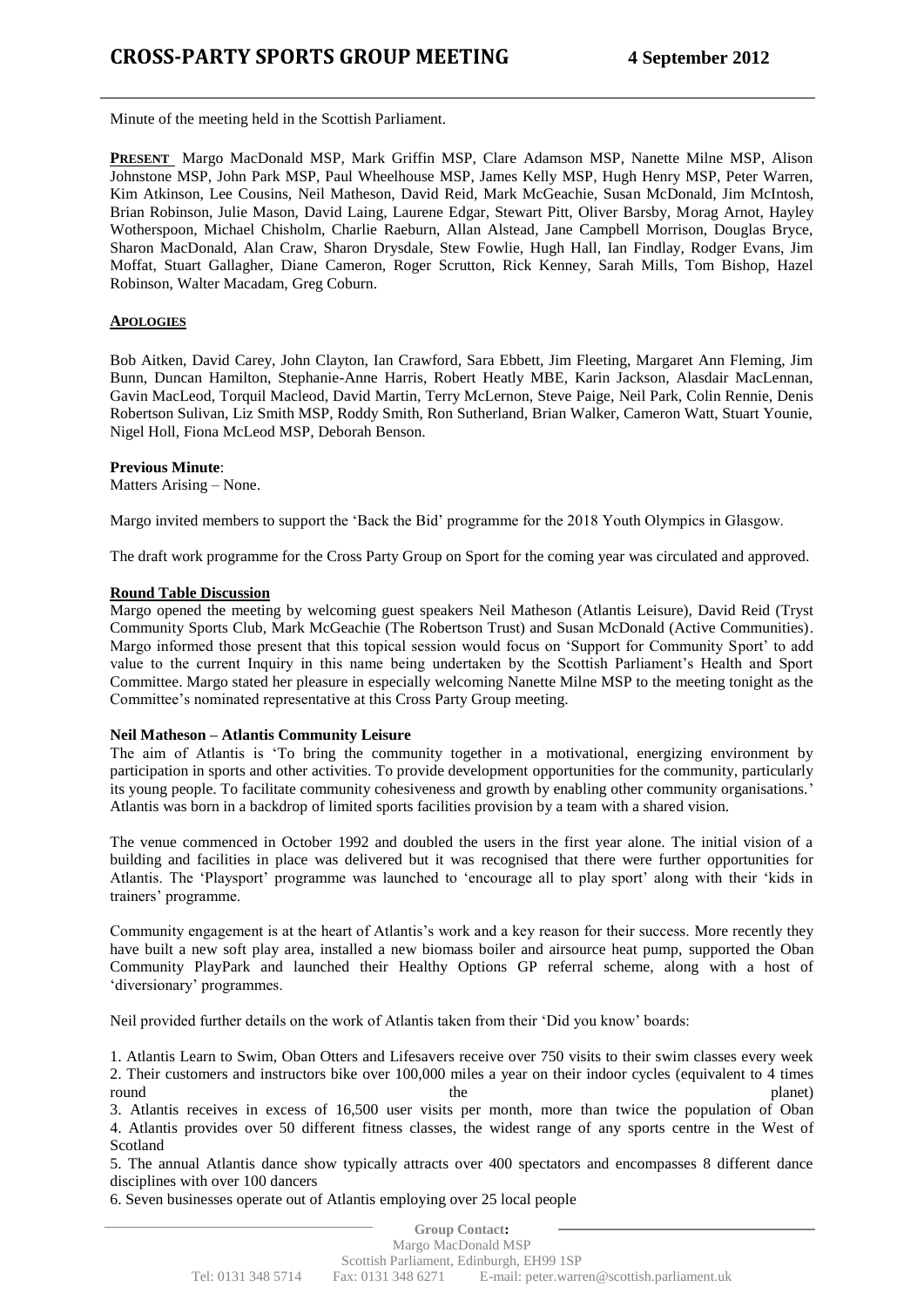# CROSS-PARTY SPORTS GROUP MEETING 4 September 2012

Minute of the meeting held in the Scottish Parliament.

**PRESENT** Margo MacDonald MSP, Mark Griffin MSP, Clare Adamson MSP, Nanette Milne MSP, Alison Johnstone MSP, John Park MSP, Paul Wheelhouse MSP, James Kelly MSP, Hugh Henry MSP, Peter Warren, Kim Atkinson, Lee Cousins, Neil Matheson, David Reid, Mark McGeachie, Susan McDonald, Jim McIntosh, Brian Robinson, Julie Mason, David Laing, Laurene Edgar, Stewart Pitt, Oliver Barsby, Morag Arnot, Hayley Wotherspoon, Michael Chisholm, Charlie Raeburn, Allan Alstead, Jane Campbell Morrison, Douglas Bryce, Sharon MacDonald, Alan Craw, Sharon Drysdale, Stew Fowlie, Hugh Hall, Ian Findlay, Rodger Evans, Jim Moffat, Stuart Gallagher, Diane Cameron, Roger Scrutton, Rick Kenney, Sarah Mills, Tom Bishop, Hazel Robinson, Walter Macadam, Greg Coburn.

**APOLOGIES**

Bob Aitken, David Carey, John Clayton, Ian Crawford, Sara Ebbett, Jim Fleeting, Margaret Ann Fleming, Jim Bunn, Duncan Hamilton, Stephanie-Anne Harris, Robert Heatly MBE, Karin Jackson, Alasdair MacLennan, Gavin MacLeod, Torquil Macleod, David Martin, Terry McLernon, Steve Paige, Neil Park, Colin Rennie, Denis Robertson Sulivan, Liz Smith MSP, Roddy Smith, Ron Sutherland, Brian Walker, Cameron Watt, Stuart Younie, Nigel Holl, Fiona McLeod MSP, Deborah Benson.

**Previous Minute**:
Matters Arising – None.

Margo invited members to support the 'Back the Bid' programme for the 2018 Youth Olympics in Glasgow.

The draft work programme for the Cross Party Group on Sport for the coming year was circulated and approved.

**Round Table Discussion**

Margo opened the meeting by welcoming guest speakers Neil Matheson (Atlantis Leisure), David Reid (Tryst Community Sports Club, Mark McGeachie (The Robertson Trust) and Susan McDonald (Active Communities). Margo informed those present that this topical session would focus on 'Support for Community Sport' to add value to the current Inquiry in this name being undertaken by the Scottish Parliament's Health and Sport Committee. Margo stated her pleasure in especially welcoming Nanette Milne MSP to the meeting tonight as the Committee's nominated representative at this Cross Party Group meeting.

**Neil Matheson – Atlantis Community Leisure**

The aim of Atlantis is 'To bring the community together in a motivational, energizing environment by participation in sports and other activities. To provide development opportunities for the community, particularly its young people. To facilitate community cohesiveness and growth by enabling other community organisations.' Atlantis was born in a backdrop of limited sports facilities provision by a team with a shared vision.

The venue commenced in October 1992 and doubled the users in the first year alone. The initial vision of a building and facilities in place was delivered but it was recognised that there were further opportunities for Atlantis. The 'Playsport' programme was launched to 'encourage all to play sport' along with their 'kids in trainers' programme.

Community engagement is at the heart of Atlantis's work and a key reason for their success. More recently they have built a new soft play area, installed a new biomass boiler and airsource heat pump, supported the Oban Community PlayPark and launched their Healthy Options GP referral scheme, along with a host of 'diversionary' programmes.

Neil provided further details on the work of Atlantis taken from their 'Did you know' boards:

1. Atlantis Learn to Swim, Oban Otters and Lifesavers receive over 750 visits to their swim classes every week
2. Their customers and instructors bike over 100,000 miles a year on their indoor cycles (equivalent to 4 times round the planet)
3. Atlantis receives in excess of 16,500 user visits per month, more than twice the population of Oban
4. Atlantis provides over 50 different fitness classes, the widest range of any sports centre in the West of Scotland
5. The annual Atlantis dance show typically attracts over 400 spectators and encompasses 8 different dance disciplines with over 100 dancers
6. Seven businesses operate out of Atlantis employing over 25 local people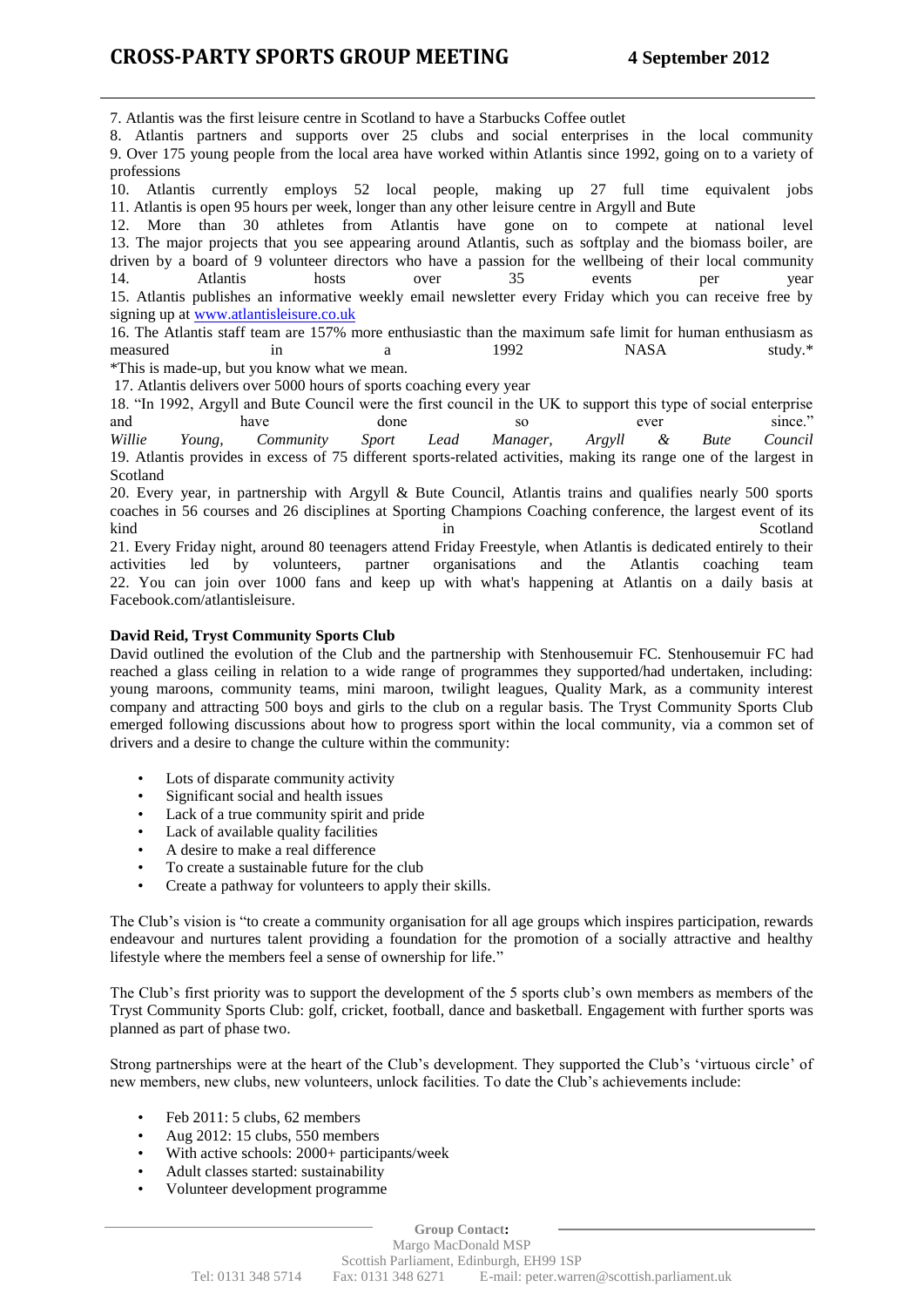7. Atlantis was the first leisure centre in Scotland to have a Starbucks Coffee outlet

8. Atlantis partners and supports over 25 clubs and social enterprises in the local community

9. Over 175 young people from the local area have worked within Atlantis since 1992, going on to a variety of professions

10. Atlantis currently employs 52 local people, making up 27 full time equivalent jobs

11. Atlantis is open 95 hours per week, longer than any other leisure centre in Argyll and Bute

12. More than 30 athletes from Atlantis have gone on to compete at national level

13. The major projects that you see appearing around Atlantis, such as softplay and the biomass boiler, are driven by a board of 9 volunteer directors who have a passion for the wellbeing of their local community

14. Atlantis hosts over 35 events per year

15. Atlantis publishes an informative weekly email newsletter every Friday which you can receive free by signing up at [www.atlantisleisure.co.uk](www.atlantisleisure.co.uk)

16. The Atlantis staff team are 157% more enthusiastic than the maximum safe limit for human enthusiasm as measured in a 1992 NASA study.*

*This is made-up, but you know what we mean.

17. Atlantis delivers over 5000 hours of sports coaching every year

18. "In 1992, Argyll and Bute Council were the first council in the UK to support this type of social enterprise and have done so ever since."
*Willie Young, Community Sport Lead Manager, Argyll & Bute Council*

19. Atlantis provides in excess of 75 different sports-related activities, making its range one of the largest in Scotland

20. Every year, in partnership with Argyll & Bute Council, Atlantis trains and qualifies nearly 500 sports coaches in 56 courses and 26 disciplines at Sporting Champions Coaching conference, the largest event of its kind in Scotland

21. Every Friday night, around 80 teenagers attend Friday Freestyle, when Atlantis is dedicated entirely to their activities led by volunteers, partner organisations and the Atlantis coaching team

22. You can join over 1000 fans and keep up with what's happening at Atlantis on a daily basis at Facebook.com/atlantisleisure.

**David Reid, Tryst Community Sports Club**

David outlined the evolution of the Club and the partnership with Stenhousemuir FC. Stenhousemuir FC had reached a glass ceiling in relation to a wide range of programmes they supported/had undertaken, including: young maroons, community teams, mini maroon, twilight leagues, Quality Mark, as a community interest company and attracting 500 boys and girls to the club on a regular basis. The Tryst Community Sports Club emerged following discussions about how to progress sport within the local community, via a common set of drivers and a desire to change the culture within the community:

- Lots of disparate community activity
- Significant social and health issues
- Lack of a true community spirit and pride
- Lack of available quality facilities
- A desire to make a real difference
- To create a sustainable future for the club
- Create a pathway for volunteers to apply their skills.

The Club's vision is "to create a community organisation for all age groups which inspires participation, rewards endeavour and nurtures talent providing a foundation for the promotion of a socially attractive and healthy lifestyle where the members feel a sense of ownership for life."

The Club's first priority was to support the development of the 5 sports club's own members as members of the Tryst Community Sports Club: golf, cricket, football, dance and basketball. Engagement with further sports was planned as part of phase two.

Strong partnerships were at the heart of the Club's development. They supported the Club's 'virtuous circle' of new members, new clubs, new volunteers, unlock facilities. To date the Club's achievements include:

- Feb 2011: 5 clubs, 62 members
- Aug 2012: 15 clubs, 550 members
- With active schools: 2000+ participants/week
- Adult classes started: sustainability
- Volunteer development programme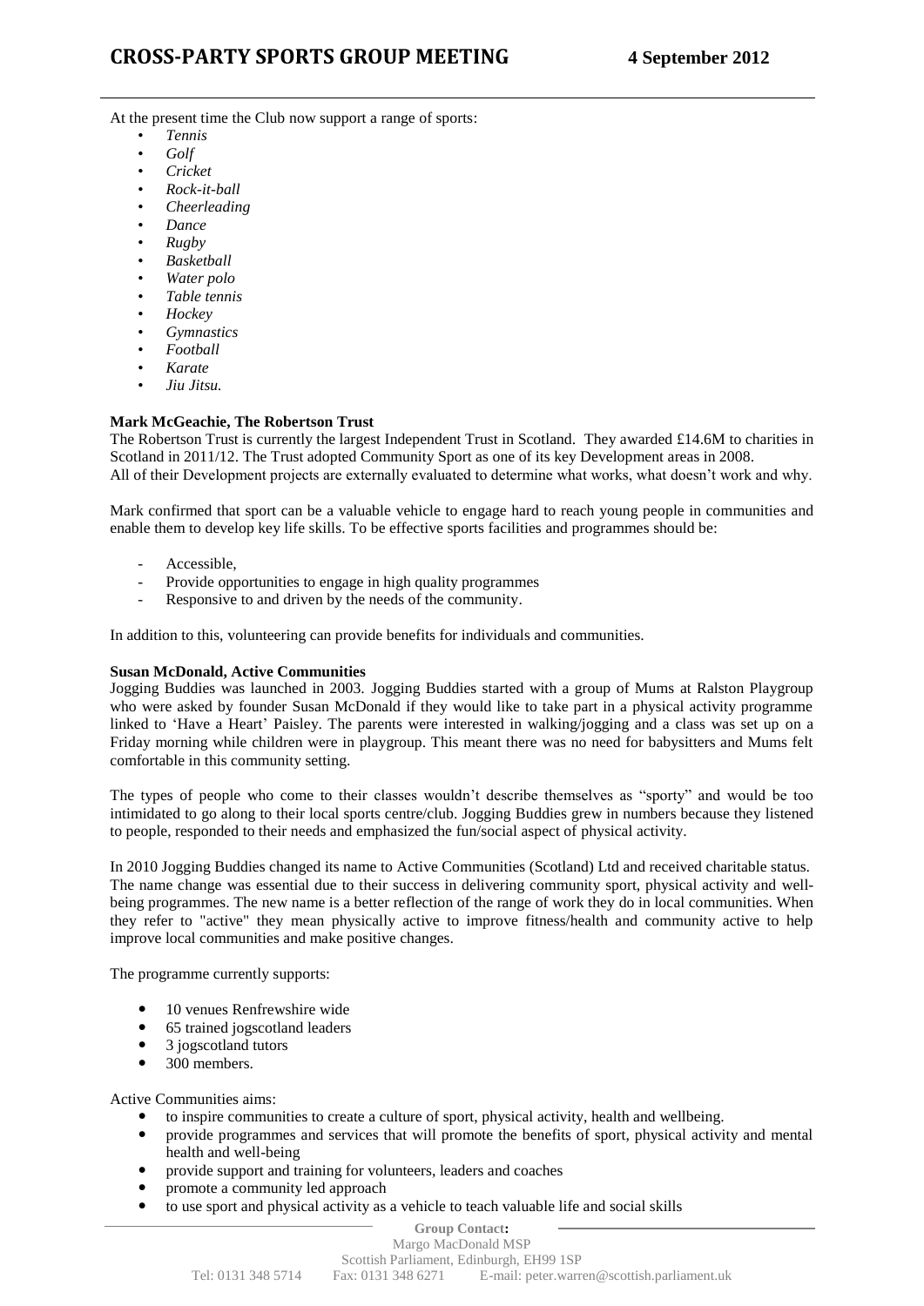At the present time the Club now support a range of sports:

- *Tennis*
- *Golf*
- *Cricket*
- *Rock-it-ball*
- *Cheerleading*
- *Dance*
- *Rugby*
- *Basketball*
- *Water polo*
- *Table tennis*
- *Hockey*
- *Gymnastics*
- *Football*
- *Karate*
- *Jiu Jitsu.*

**Mark McGeachie, The Robertson Trust**

The Robertson Trust is currently the largest Independent Trust in Scotland. They awarded £14.6M to charities in Scotland in 2011/12. The Trust adopted Community Sport as one of its key Development areas in 2008. All of their Development projects are externally evaluated to determine what works, what doesn't work and why.

Mark confirmed that sport can be a valuable vehicle to engage hard to reach young people in communities and enable them to develop key life skills. To be effective sports facilities and programmes should be:

- Accessible,
- Provide opportunities to engage in high quality programmes
- Responsive to and driven by the needs of the community.

In addition to this, volunteering can provide benefits for individuals and communities.

**Susan McDonald, Active Communities**

Jogging Buddies was launched in 2003. Jogging Buddies started with a group of Mums at Ralston Playgroup who were asked by founder Susan McDonald if they would like to take part in a physical activity programme linked to 'Have a Heart' Paisley. The parents were interested in walking/jogging and a class was set up on a Friday morning while children were in playgroup. This meant there was no need for babysitters and Mums felt comfortable in this community setting.

The types of people who come to their classes wouldn't describe themselves as "sporty" and would be too intimidated to go along to their local sports centre/club. Jogging Buddies grew in numbers because they listened to people, responded to their needs and emphasized the fun/social aspect of physical activity.

In 2010 Jogging Buddies changed its name to Active Communities (Scotland) Ltd and received charitable status. The name change was essential due to their success in delivering community sport, physical activity and well-being programmes. The new name is a better reflection of the range of work they do in local communities. When they refer to "active" they mean physically active to improve fitness/health and community active to help improve local communities and make positive changes.

The programme currently supports:

- 10 venues Renfrewshire wide
- 65 trained jogscotland leaders
- 3 jogscotland tutors
- 300 members.

Active Communities aims:

- to inspire communities to create a culture of sport, physical activity, health and wellbeing.
- provide programmes and services that will promote the benefits of sport, physical activity and mental health and well-being
- provide support and training for volunteers, leaders and coaches
- promote a community led approach
- to use sport and physical activity as a vehicle to teach valuable life and social skills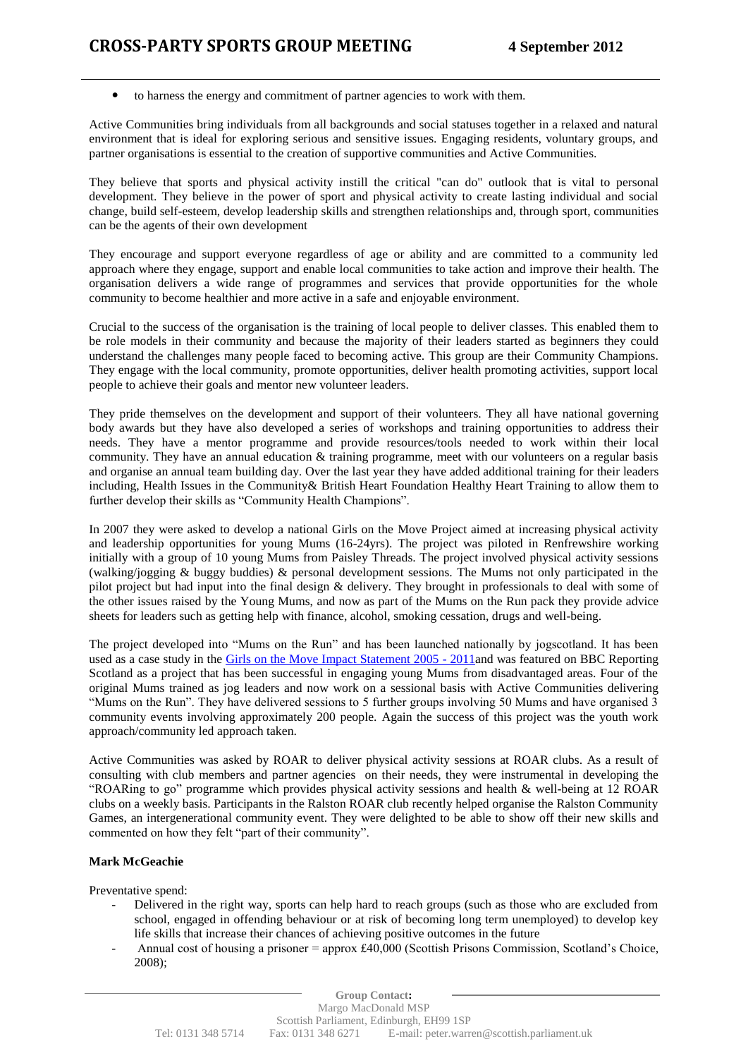- to harness the energy and commitment of partner agencies to work with them.

Active Communities bring individuals from all backgrounds and social statuses together in a relaxed and natural environment that is ideal for exploring serious and sensitive issues. Engaging residents, voluntary groups, and partner organisations is essential to the creation of supportive communities and Active Communities.

They believe that sports and physical activity instill the critical "can do" outlook that is vital to personal development. They believe in the power of sport and physical activity to create lasting individual and social change, build self-esteem, develop leadership skills and strengthen relationships and, through sport, communities can be the agents of their own development

They encourage and support everyone regardless of age or ability and are committed to a community led approach where they engage, support and enable local communities to take action and improve their health. The organisation delivers a wide range of programmes and services that provide opportunities for the whole community to become healthier and more active in a safe and enjoyable environment.

Crucial to the success of the organisation is the training of local people to deliver classes. This enabled them to be role models in their community and because the majority of their leaders started as beginners they could understand the challenges many people faced to becoming active. This group are their Community Champions. They engage with the local community, promote opportunities, deliver health promoting activities, support local people to achieve their goals and mentor new volunteer leaders.

They pride themselves on the development and support of their volunteers. They all have national governing body awards but they have also developed a series of workshops and training opportunities to address their needs. They have a mentor programme and provide resources/tools needed to work within their local community. They have an annual education & training programme, meet with our volunteers on a regular basis and organise an annual team building day. Over the last year they have added additional training for their leaders including, Health Issues in the Community& British Heart Foundation Healthy Heart Training to allow them to further develop their skills as "Community Health Champions".

In 2007 they were asked to develop a national Girls on the Move Project aimed at increasing physical activity and leadership opportunities for young Mums (16-24yrs). The project was piloted in Renfrewshire working initially with a group of 10 young Mums from Paisley Threads. The project involved physical activity sessions (walking/jogging & buggy buddies) & personal development sessions. The Mums not only participated in the pilot project but had input into the final design & delivery. They brought in professionals to deal with some of the other issues raised by the Young Mums, and now as part of the Mums on the Run pack they provide advice sheets for leaders such as getting help with finance, alcohol, smoking cessation, drugs and well-being.

The project developed into "Mums on the Run" and has been launched nationally by jogscotland. It has been used as a case study in the Girls on the Move Impact Statement 2005 - 2011and was featured on BBC Reporting Scotland as a project that has been successful in engaging young Mums from disadvantaged areas. Four of the original Mums trained as jog leaders and now work on a sessional basis with Active Communities delivering "Mums on the Run". They have delivered sessions to 5 further groups involving 50 Mums and have organised 3 community events involving approximately 200 people. Again the success of this project was the youth work approach/community led approach taken.

Active Communities was asked by ROAR to deliver physical activity sessions at ROAR clubs. As a result of consulting with club members and partner agencies on their needs, they were instrumental in developing the "ROARing to go" programme which provides physical activity sessions and health & well-being at 12 ROAR clubs on a weekly basis. Participants in the Ralston ROAR club recently helped organise the Ralston Community Games, an intergenerational community event. They were delighted to be able to show off their new skills and commented on how they felt "part of their community".

**Mark McGeachie**

Preventative spend:

- Delivered in the right way, sports can help hard to reach groups (such as those who are excluded from school, engaged in offending behaviour or at risk of becoming long term unemployed) to develop key life skills that increase their chances of achieving positive outcomes in the future
- Annual cost of housing a prisoner = approx £40,000 (Scottish Prisons Commission, Scotland's Choice, 2008);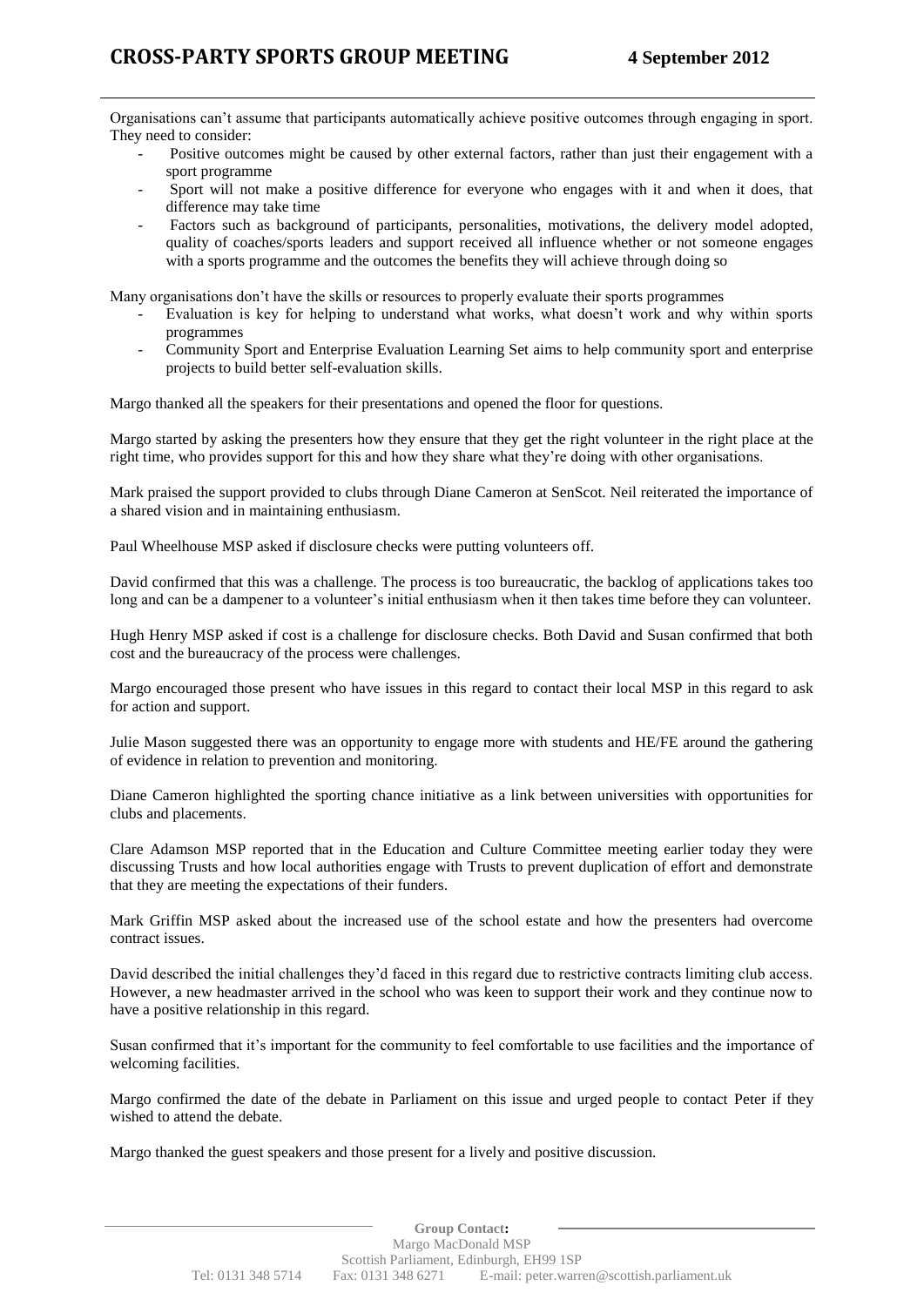Organisations can't assume that participants automatically achieve positive outcomes through engaging in sport. They need to consider:

- Positive outcomes might be caused by other external factors, rather than just their engagement with a sport programme
- Sport will not make a positive difference for everyone who engages with it and when it does, that difference may take time
- Factors such as background of participants, personalities, motivations, the delivery model adopted, quality of coaches/sports leaders and support received all influence whether or not someone engages with a sports programme and the outcomes the benefits they will achieve through doing so

Many organisations don't have the skills or resources to properly evaluate their sports programmes

- Evaluation is key for helping to understand what works, what doesn't work and why within sports programmes
- Community Sport and Enterprise Evaluation Learning Set aims to help community sport and enterprise projects to build better self-evaluation skills.

Margo thanked all the speakers for their presentations and opened the floor for questions.

Margo started by asking the presenters how they ensure that they get the right volunteer in the right place at the right time, who provides support for this and how they share what they're doing with other organisations.

Mark praised the support provided to clubs through Diane Cameron at SenScot. Neil reiterated the importance of a shared vision and in maintaining enthusiasm.

Paul Wheelhouse MSP asked if disclosure checks were putting volunteers off.

David confirmed that this was a challenge. The process is too bureaucratic, the backlog of applications takes too long and can be a dampener to a volunteer's initial enthusiasm when it then takes time before they can volunteer.

Hugh Henry MSP asked if cost is a challenge for disclosure checks. Both David and Susan confirmed that both cost and the bureaucracy of the process were challenges.

Margo encouraged those present who have issues in this regard to contact their local MSP in this regard to ask for action and support.

Julie Mason suggested there was an opportunity to engage more with students and HE/FE around the gathering of evidence in relation to prevention and monitoring.

Diane Cameron highlighted the sporting chance initiative as a link between universities with opportunities for clubs and placements.

Clare Adamson MSP reported that in the Education and Culture Committee meeting earlier today they were discussing Trusts and how local authorities engage with Trusts to prevent duplication of effort and demonstrate that they are meeting the expectations of their funders.

Mark Griffin MSP asked about the increased use of the school estate and how the presenters had overcome contract issues.

David described the initial challenges they'd faced in this regard due to restrictive contracts limiting club access. However, a new headmaster arrived in the school who was keen to support their work and they continue now to have a positive relationship in this regard.

Susan confirmed that it's important for the community to feel comfortable to use facilities and the importance of welcoming facilities.

Margo confirmed the date of the debate in Parliament on this issue and urged people to contact Peter if they wished to attend the debate.

Margo thanked the guest speakers and those present for a lively and positive discussion.

**Group Contact:**
Margo MacDonald MSP
Scottish Parliament, Edinburgh, EH99 1SP
Tel: 0131 348 5714 Fax: 0131 348 6271 E-mail: peter.warren@scottish.parliament.uk